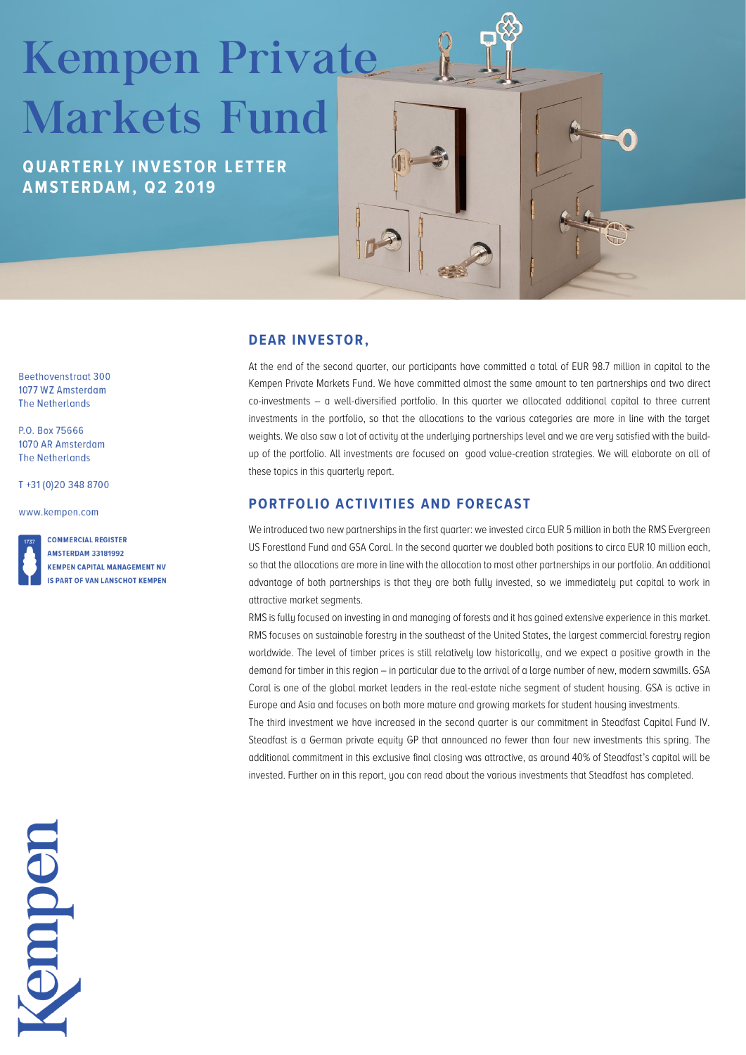# Kempen Private Markets Fund

**QUARTERLY INVESTOR LETTER**
**AMSTERDAM, Q2 2019**

Beethovenstraat 300
1077 WZ Amsterdam
The Netherlands

P.O. Box 75666
1070 AR Amsterdam
The Netherlands

T +31 (0)20 348 8700

www.kempen.com

**COMMERCIAL REGISTER AMSTERDAM 33181992**
**KEMPEN CAPITAL MANAGEMENT NV IS PART OF VAN LANSCHOT KEMPEN**

## DEAR INVESTOR,

At the end of the second quarter, our participants have committed a total of EUR 98.7 million in capital to the Kempen Private Markets Fund. We have committed almost the same amount to ten partnerships and two direct co-investments – a well-diversified portfolio. In this quarter we allocated additional capital to three current investments in the portfolio, so that the allocations to the various categories are more in line with the target weights. We also saw a lot of activity at the underlying partnerships level and we are very satisfied with the build-up of the portfolio. All investments are focused on good value-creation strategies. We will elaborate on all of these topics in this quarterly report.

## PORTFOLIO ACTIVITIES AND FORECAST

We introduced two new partnerships in the first quarter: we invested circa EUR 5 million in both the RMS Evergreen US Forestland Fund and GSA Coral. In the second quarter we doubled both positions to circa EUR 10 million each, so that the allocations are more in line with the allocation to most other partnerships in our portfolio. An additional advantage of both partnerships is that they are both fully invested, so we immediately put capital to work in attractive market segments.

RMS is fully focused on investing in and managing of forests and it has gained extensive experience in this market. RMS focuses on sustainable forestry in the southeast of the United States, the largest commercial forestry region worldwide. The level of timber prices is still relatively low historically, and we expect a positive growth in the demand for timber in this region – in particular due to the arrival of a large number of new, modern sawmills. GSA Coral is one of the global market leaders in the real-estate niche segment of student housing. GSA is active in Europe and Asia and focuses on both more mature and growing markets for student housing investments.

The third investment we have increased in the second quarter is our commitment in Steadfast Capital Fund IV. Steadfast is a German private equity GP that announced no fewer than four new investments this spring. The additional commitment in this exclusive final closing was attractive, as around 40% of Steadfast's capital will be invested. Further on in this report, you can read about the various investments that Steadfast has completed.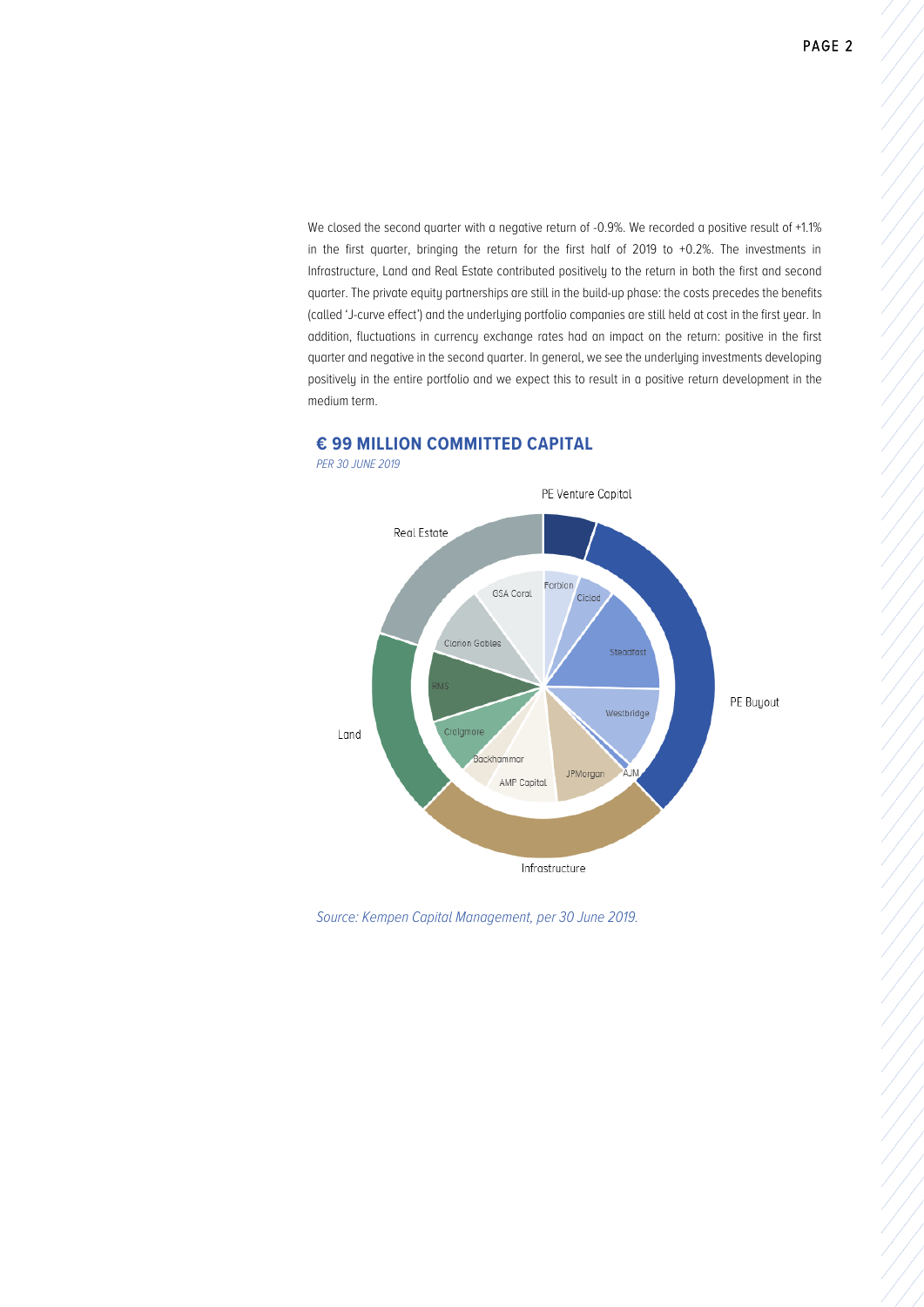We closed the second quarter with a negative return of -0.9%. We recorded a positive result of +1.1% in the first quarter, bringing the return for the first half of 2019 to +0.2%. The investments in Infrastructure, Land and Real Estate contributed positively to the return in both the first and second quarter. The private equity partnerships are still in the build-up phase: the costs precedes the benefits (called 'J-curve effect') and the underlying portfolio companies are still held at cost in the first year. In addition, fluctuations in currency exchange rates had an impact on the return: positive in the first quarter and negative in the second quarter. In general, we see the underlying investments developing positively in the entire portfolio and we expect this to result in a positive return development in the medium term.

## € 99 MILLION COMMITTED CAPITAL

*PER 30 JUNE 2019*

PE Venture Capital

Forbion

Ciclad

Steadfast

Westbridge

AJM

PE Buyout

Infrastructure

JPMorgan

AMP Capital

Backhammar

Land

Craigmore

RMS

Clarion Gables

Real Estate

GSA Coral

*Source: Kempen Capital Management, per 30 June 2019.*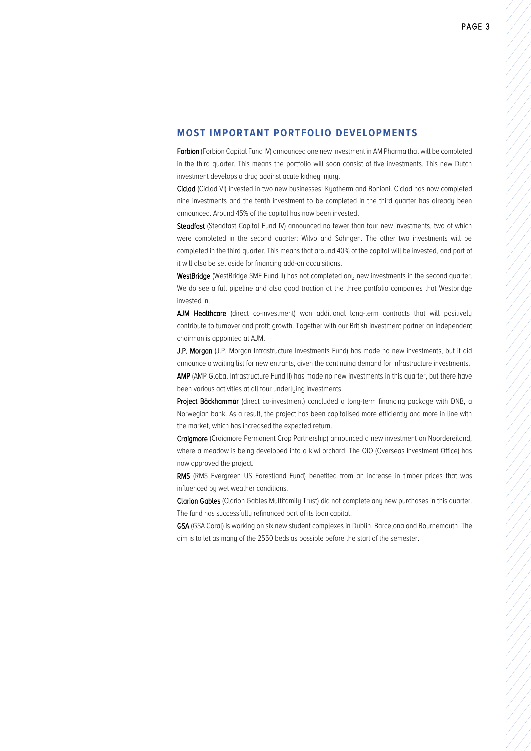## MOST IMPORTANT PORTFOLIO DEVELOPMENTS

**Forbion** (Forbion Capital Fund IV) announced one new investment in AM Pharma that will be completed in the third quarter. This means the portfolio will soon consist of five investments. This new Dutch investment develops a drug against acute kidney injury.

**Ciclad** (Ciclad VI) invested in two new businesses: Kyotherm and Bonioni. Ciclad has now completed nine investments and the tenth investment to be completed in the third quarter has already been announced. Around 45% of the capital has now been invested.

**Steadfast** (Steadfast Capital Fund IV) announced no fewer than four new investments, two of which were completed in the second quarter: Wilvo and Söhngen. The other two investments will be completed in the third quarter. This means that around 40% of the capital will be invested, and part of it will also be set aside for financing add-on acquisitions.

**WestBridge** (WestBridge SME Fund II) has not completed any new investments in the second quarter. We do see a full pipeline and also good traction at the three portfolio companies that Westbridge invested in.

**AJM Healthcare** (direct co-investment) won additional long-term contracts that will positively contribute to turnover and profit growth. Together with our British investment partner an independent chairman is appointed at AJM.

**J.P. Morgan** (J.P. Morgan Infrastructure Investments Fund) has made no new investments, but it did announce a waiting list for new entrants, given the continuing demand for infrastructure investments.

**AMP** (AMP Global Infrastructure Fund II) has made no new investments in this quarter, but there have been various activities at all four underlying investments.

**Project Bäckhammar** (direct co-investment) concluded a long-term financing package with DNB, a Norwegian bank. As a result, the project has been capitalised more efficiently and more in line with the market, which has increased the expected return.

**Craigmore** (Craigmore Permanent Crop Partnership) announced a new investment on Noordereiland, where a meadow is being developed into a kiwi orchard. The OIO (Overseas Investment Office) has now approved the project.

**RMS** (RMS Evergreen US Forestland Fund) benefited from an increase in timber prices that was influenced by wet weather conditions.

**Clarion Gables** (Clarion Gables Multifamily Trust) did not complete any new purchases in this quarter. The fund has successfully refinanced part of its loan capital.

**GSA** (GSA Coral) is working on six new student complexes in Dublin, Barcelona and Bournemouth. The aim is to let as many of the 2550 beds as possible before the start of the semester.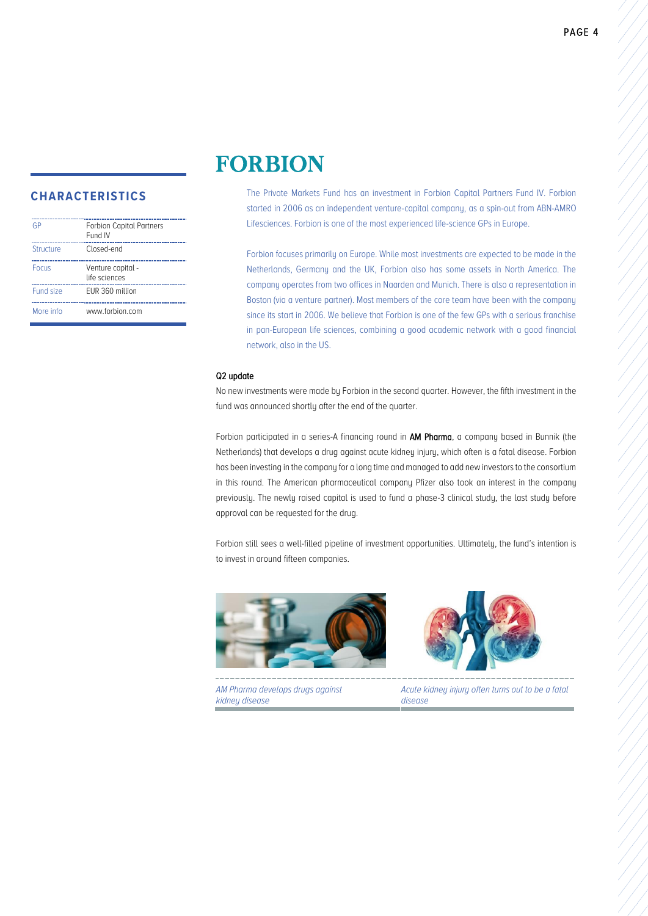# FORBION

## CHARACTERISTICS

| GP | Forbion Capital Partners Fund IV |
|---|---|
| Structure | Closed-end |
| Focus | Venture capital - life sciences |
| Fund size | EUR 360 million |
| More info | www.forbion.com |

The Private Markets Fund has an investment in Forbion Capital Partners Fund IV. Forbion started in 2006 as an independent venture-capital company, as a spin-out from ABN-AMRO Lifesciences. Forbion is one of the most experienced life-science GPs in Europe.

Forbion focuses primarily on Europe. While most investments are expected to be made in the Netherlands, Germany and the UK, Forbion also has some assets in North America. The company operates from two offices in Naarden and Munich. There is also a representation in Boston (via a venture partner). Most members of the core team have been with the company since its start in 2006. We believe that Forbion is one of the few GPs with a serious franchise in pan-European life sciences, combining a good academic network with a good financial network, also in the US.

### Q2 update

No new investments were made by Forbion in the second quarter. However, the fifth investment in the fund was announced shortly after the end of the quarter.

Forbion participated in a series-A financing round in **AM Pharma**, a company based in Bunnik (the Netherlands) that develops a drug against acute kidney injury, which often is a fatal disease. Forbion has been investing in the company for a long time and managed to add new investors to the consortium in this round. The American pharmaceutical company Pfizer also took an interest in the company previously. The newly raised capital is used to fund a phase-3 clinical study, the last study before approval can be requested for the drug.

Forbion still sees a well-filled pipeline of investment opportunities. Ultimately, the fund's intention is to invest in around fifteen companies.

*AM Pharma develops drugs against kidney disease*

*Acute kidney injury often turns out to be a fatal disease*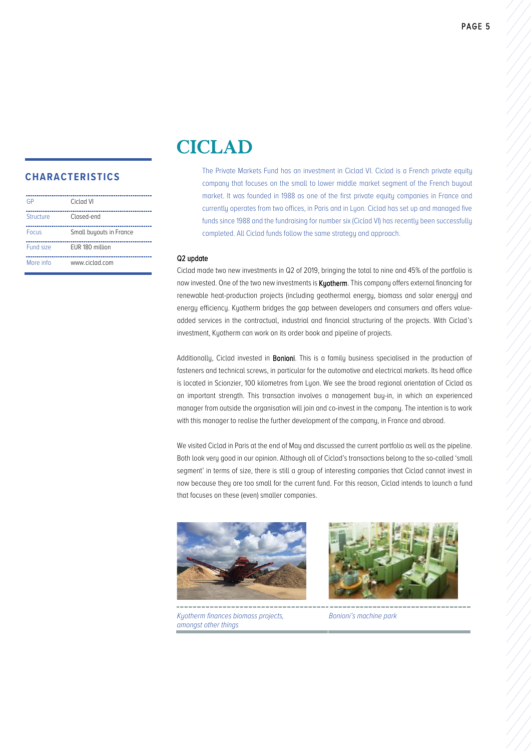# CICLAD

## CHARACTERISTICS

| | |
|---|---|
| GP | Ciclad VI |
| Structure | Closed-end |
| Focus | Small buyouts in France |
| Fund size | EUR 180 million |
| More info | www.ciclad.com |

The Private Markets Fund has an investment in Ciclad VI. Ciclad is a French private equity company that focuses on the small to lower middle market segment of the French buyout market. It was founded in 1988 as one of the first private equity companies in France and currently operates from two offices, in Paris and in Lyon. Ciclad has set up and managed five funds since 1988 and the fundraising for number six (Ciclad VI) has recently been successfully completed. All Ciclad funds follow the same strategy and approach.

### Q2 update

Ciclad made two new investments in Q2 of 2019, bringing the total to nine and 45% of the portfolio is now invested. One of the two new investments is **Kyotherm**. This company offers external financing for renewable heat-production projects (including geothermal energy, biomass and solar energy) and energy efficiency. Kyotherm bridges the gap between developers and consumers and offers value-added services in the contractual, industrial and financial structuring of the projects. With Ciclad's investment, Kyotherm can work on its order book and pipeline of projects.

Additionally, Ciclad invested in **Bonioni**. This is a family business specialised in the production of fasteners and technical screws, in particular for the automotive and electrical markets. Its head office is located in Scionzier, 100 kilometres from Lyon. We see the broad regional orientation of Ciclad as an important strength. This transaction involves a management buy-in, in which an experienced manager from outside the organisation will join and co-invest in the company. The intention is to work with this manager to realise the further development of the company, in France and abroad.

We visited Ciclad in Paris at the end of May and discussed the current portfolio as well as the pipeline. Both look very good in our opinion. Although all of Ciclad's transactions belong to the so-called 'small segment' in terms of size, there is still a group of interesting companies that Ciclad cannot invest in now because they are too small for the current fund. For this reason, Ciclad intends to launch a fund that focuses on these (even) smaller companies.

*Kyotherm finances biomass projects, amongst other things*

*Bonioni's machine park*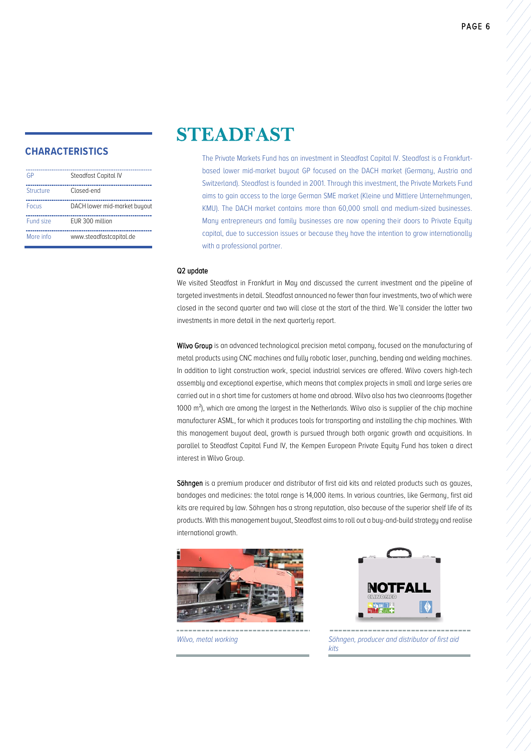## CHARACTERISTICS

| | |
|---|---|
| GP | Steadfast Capital IV |
| Structure | Closed-end |
| Focus | DACH lower mid-market buyout |
| Fund size | EUR 300 million |
| More info | www.steadfastcapital.de |

# STEADFAST

The Private Markets Fund has an investment in Steadfast Capital IV. Steadfast is a Frankfurt-based lower mid-market buyout GP focused on the DACH market (Germany, Austria and Switzerland). Steadfast is founded in 2001. Through this investment, the Private Markets Fund aims to gain access to the large German SME market (Kleine und Mittlere Unternehmungen, KMU). The DACH market contains more than 60,000 small and medium-sized businesses. Many entrepreneurs and family businesses are now opening their doors to Private Equity capital, due to succession issues or because they have the intention to grow internationally with a professional partner.

### Q2 update

We visited Steadfast in Frankfurt in May and discussed the current investment and the pipeline of targeted investments in detail. Steadfast announced no fewer than four investments, two of which were closed in the second quarter and two will close at the start of the third. We'll consider the latter two investments in more detail in the next quarterly report.

**Wilvo Group** is an advanced technological precision metal company, focused on the manufacturing of metal products using CNC machines and fully robotic laser, punching, bending and welding machines. In addition to light construction work, special industrial services are offered. Wilvo covers high-tech assembly and exceptional expertise, which means that complex projects in small and large series are carried out in a short time for customers at home and abroad. Wilvo also has two cleanrooms (together 1000 m$^2$), which are among the largest in the Netherlands. Wilvo also is supplier of the chip machine manufacturer ASML, for which it produces tools for transporting and installing the chip machines. With this management buyout deal, growth is pursued through both organic growth and acquisitions. In parallel to Steadfast Capital Fund IV, the Kempen European Private Equity Fund has taken a direct interest in Wilvo Group.

**Söhngen** is a premium producer and distributor of first aid kits and related products such as gauzes, bandages and medicines: the total range is 14,000 items. In various countries, like Germany, first aid kits are required by law. Söhngen has a strong reputation, also because of the superior shelf life of its products. With this management buyout, Steadfast aims to roll out a buy-and-build strategy and realise international growth.

*Wilvo, metal working*

*Söhngen, producer and distributor of first aid kits*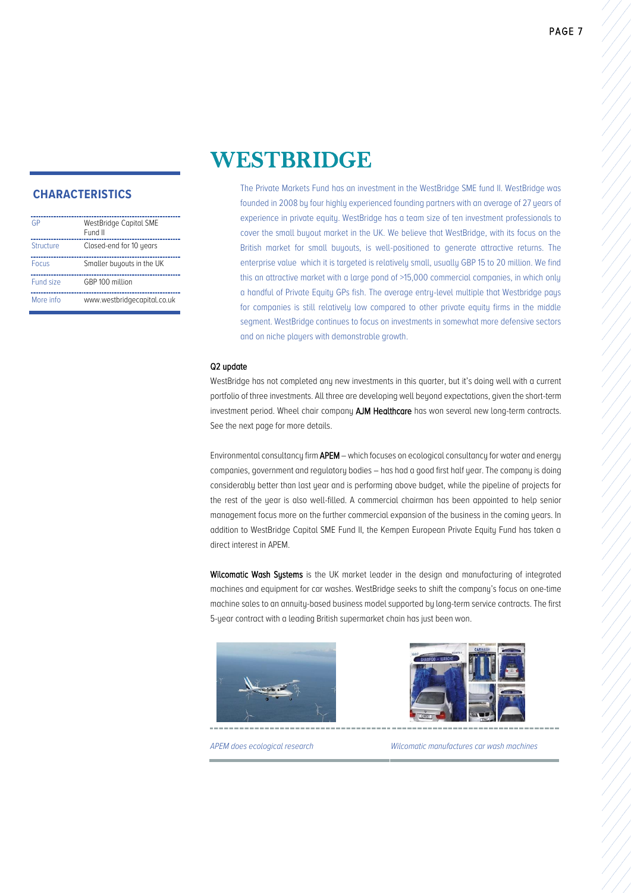# WESTBRIDGE

## CHARACTERISTICS

| | |
|---|---|
| GP | WestBridge Capital SME Fund II |
| Structure | Closed-end for 10 years |
| Focus | Smaller buyouts in the UK |
| Fund size | GBP 100 million |
| More info | www.westbridgecapital.co.uk |

The Private Markets Fund has an investment in the WestBridge SME fund II. WestBridge was founded in 2008 by four highly experienced founding partners with an average of 27 years of experience in private equity. WestBridge has a team size of ten investment professionals to cover the small buyout market in the UK. We believe that WestBridge, with its focus on the British market for small buyouts, is well-positioned to generate attractive returns. The enterprise value which it is targeted is relatively small, usually GBP 15 to 20 million. We find this an attractive market with a large pond of >15,000 commercial companies, in which only a handful of Private Equity GPs fish. The average entry-level multiple that Westbridge pays for companies is still relatively low compared to other private equity firms in the middle segment. WestBridge continues to focus on investments in somewhat more defensive sectors and on niche players with demonstrable growth.

### Q2 update

WestBridge has not completed any new investments in this quarter, but it's doing well with a current portfolio of three investments. All three are developing well beyond expectations, given the short-term investment period. Wheel chair company **AJM Healthcare** has won several new long-term contracts. See the next page for more details.

Environmental consultancy firm **APEM** – which focuses on ecological consultancy for water and energy companies, government and regulatory bodies – has had a good first half year. The company is doing considerably better than last year and is performing above budget, while the pipeline of projects for the rest of the year is also well-filled. A commercial chairman has been appointed to help senior management focus more on the further commercial expansion of the business in the coming years. In addition to WestBridge Capital SME Fund II, the Kempen European Private Equity Fund has taken a direct interest in APEM.

**Wilcomatic Wash Systems** is the UK market leader in the design and manufacturing of integrated machines and equipment for car washes. WestBridge seeks to shift the company's focus on one-time machine sales to an annuity-based business model supported by long-term service contracts. The first 5-year contract with a leading British supermarket chain has just been won.

*APEM does ecological research*

*Wilcomatic manufactures car wash machines*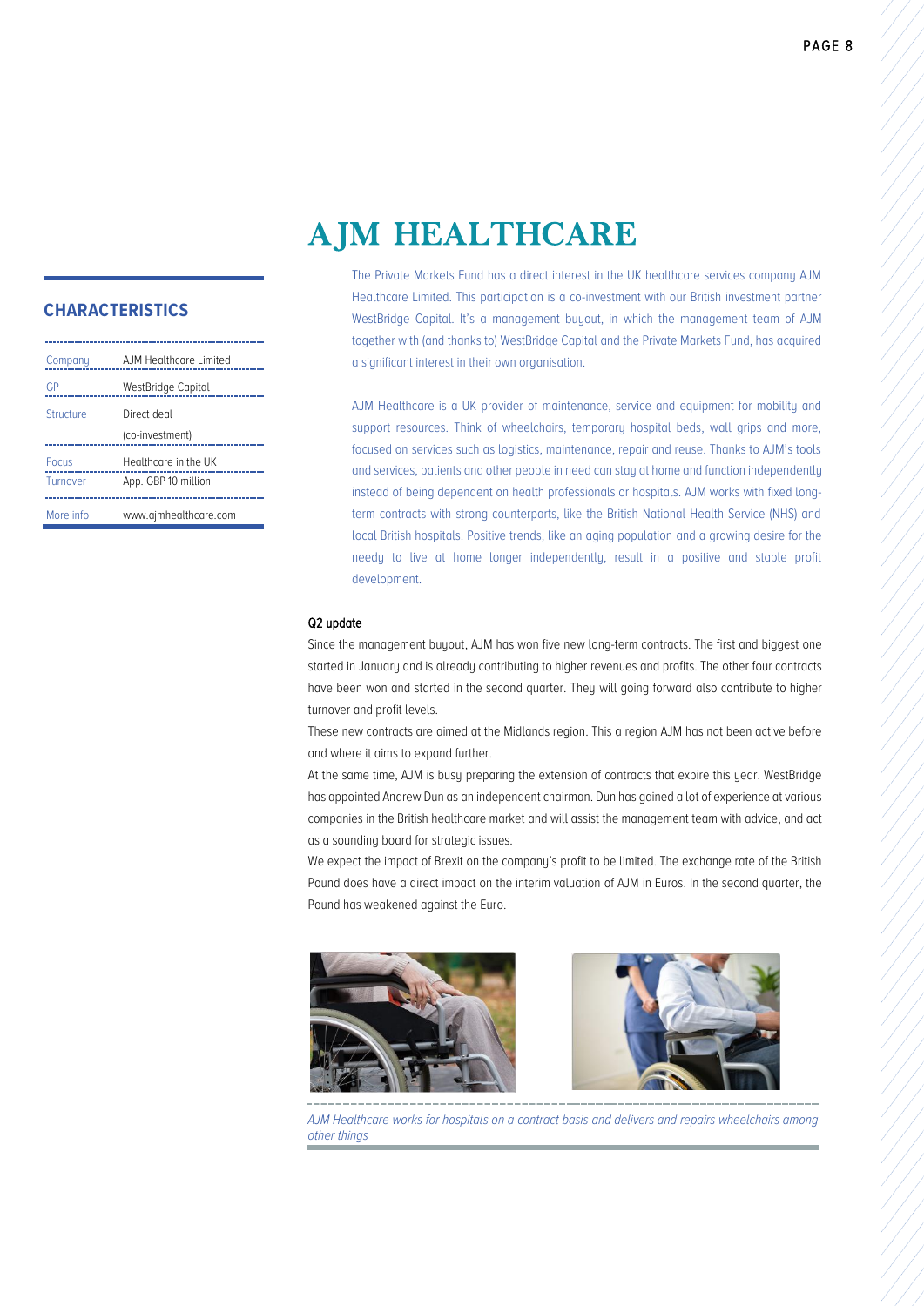# AJM HEALTHCARE

## CHARACTERISTICS

| | |
|---|---|
| Company | AJM Healthcare Limited |
| GP | WestBridge Capital |
| Structure | Direct deal (co-investment) |
| Focus | Healthcare in the UK |
| Turnover | App. GBP 10 million |
| More info | www.ajmhealthcare.com |

The Private Markets Fund has a direct interest in the UK healthcare services company AJM Healthcare Limited. This participation is a co-investment with our British investment partner WestBridge Capital. It's a management buyout, in which the management team of AJM together with (and thanks to) WestBridge Capital and the Private Markets Fund, has acquired a significant interest in their own organisation.

AJM Healthcare is a UK provider of maintenance, service and equipment for mobility and support resources. Think of wheelchairs, temporary hospital beds, wall grips and more, focused on services such as logistics, maintenance, repair and reuse. Thanks to AJM's tools and services, patients and other people in need can stay at home and function independently instead of being dependent on health professionals or hospitals. AJM works with fixed long-term contracts with strong counterparts, like the British National Health Service (NHS) and local British hospitals. Positive trends, like an aging population and a growing desire for the needy to live at home longer independently, result in a positive and stable profit development.

### Q2 update

Since the management buyout, AJM has won five new long-term contracts. The first and biggest one started in January and is already contributing to higher revenues and profits. The other four contracts have been won and started in the second quarter. They will going forward also contribute to higher turnover and profit levels.

These new contracts are aimed at the Midlands region. This a region AJM has not been active before and where it aims to expand further.

At the same time, AJM is busy preparing the extension of contracts that expire this year. WestBridge has appointed Andrew Dun as an independent chairman. Dun has gained a lot of experience at various companies in the British healthcare market and will assist the management team with advice, and act as a sounding board for strategic issues.

We expect the impact of Brexit on the company's profit to be limited. The exchange rate of the British Pound does have a direct impact on the interim valuation of AJM in Euros. In the second quarter, the Pound has weakened against the Euro.

*AJM Healthcare works for hospitals on a contract basis and delivers and repairs wheelchairs among other things*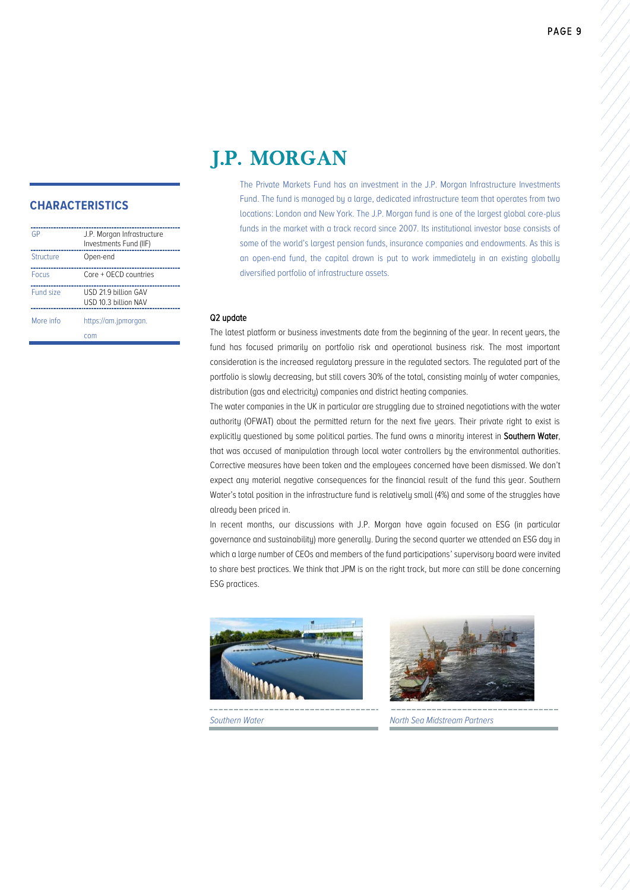# J.P. MORGAN

The Private Markets Fund has an investment in the J.P. Morgan Infrastructure Investments Fund. The fund is managed by a large, dedicated infrastructure team that operates from two locations: London and New York. The J.P. Morgan fund is one of the largest global core-plus funds in the market with a track record since 2007. Its institutional investor base consists of some of the world's largest pension funds, insurance companies and endowments. As this is an open-end fund, the capital drawn is put to work immediately in an existing globally diversified portfolio of infrastructure assets.

## CHARACTERISTICS

| | |
|---|---|
| GP | J.P. Morgan Infrastructure Investments Fund (IIF) |
| Structure | Open-end |
| Focus | Core + OECD countries |
| Fund size | USD 21.9 billion GAV<br>USD 10.3 billion NAV |
| More info | https://am.jpmorgan.com |

### Q2 update

The latest platform or business investments date from the beginning of the year. In recent years, the fund has focused primarily on portfolio risk and operational business risk. The most important consideration is the increased regulatory pressure in the regulated sectors. The regulated part of the portfolio is slowly decreasing, but still covers 30% of the total, consisting mainly of water companies, distribution (gas and electricity) companies and district heating companies.

The water companies in the UK in particular are struggling due to strained negotiations with the water authority (OFWAT) about the permitted return for the next five years. Their private right to exist is explicitly questioned by some political parties. The fund owns a minority interest in **Southern Water**, that was accused of manipulation through local water controllers by the environmental authorities. Corrective measures have been taken and the employees concerned have been dismissed. We don't expect any material negative consequences for the financial result of the fund this year. Southern Water's total position in the infrastructure fund is relatively small (4%) and some of the struggles have already been priced in.

In recent months, our discussions with J.P. Morgan have again focused on ESG (in particular governance and sustainability) more generally. During the second quarter we attended an ESG day in which a large number of CEOs and members of the fund participations' supervisory board were invited to share best practices. We think that JPM is on the right track, but more can still be done concerning ESG practices.

*Southern Water*

*North Sea Midstream Partners*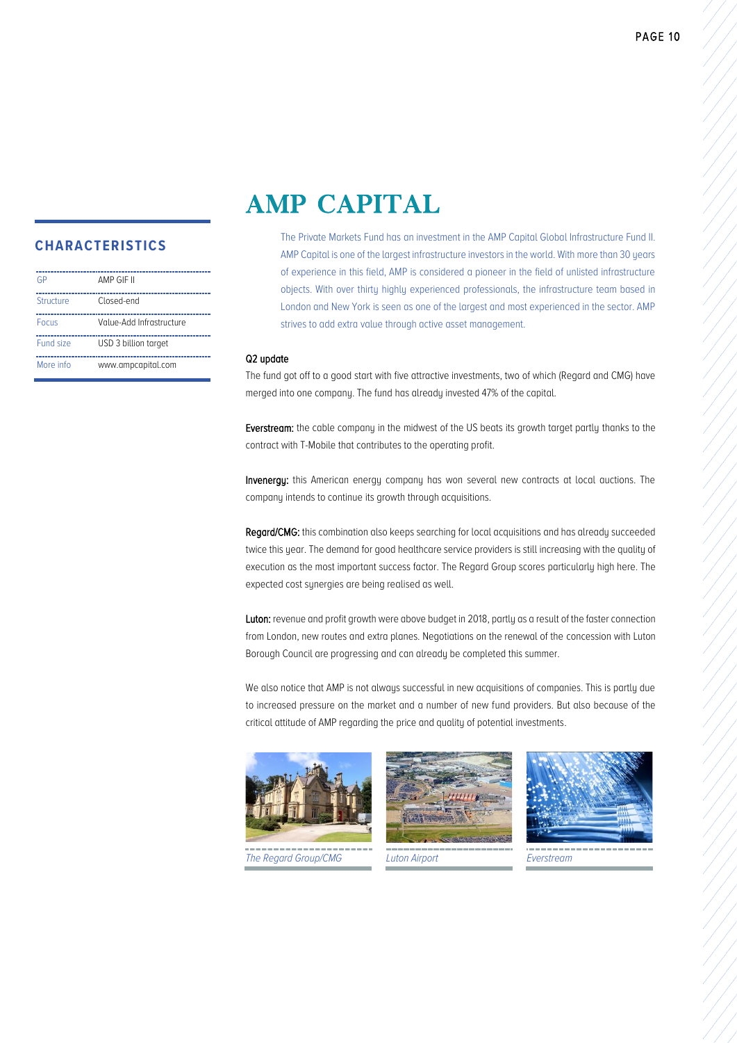# AMP CAPITAL

## CHARACTERISTICS

| | |
|---|---|
| GP | AMP GIF II |
| Structure | Closed-end |
| Focus | Value-Add Infrastructure |
| Fund size | USD 3 billion target |
| More info | www.ampcapital.com |

The Private Markets Fund has an investment in the AMP Capital Global Infrastructure Fund II. AMP Capital is one of the largest infrastructure investors in the world. With more than 30 years of experience in this field, AMP is considered a pioneer in the field of unlisted infrastructure objects. With over thirty highly experienced professionals, the infrastructure team based in London and New York is seen as one of the largest and most experienced in the sector. AMP strives to add extra value through active asset management.

**Q2 update**

The fund got off to a good start with five attractive investments, two of which (Regard and CMG) have merged into one company. The fund has already invested 47% of the capital.

**Everstream:** the cable company in the midwest of the US beats its growth target partly thanks to the contract with T-Mobile that contributes to the operating profit.

**Invenergy:** this American energy company has won several new contracts at local auctions. The company intends to continue its growth through acquisitions.

**Regard/CMG:** this combination also keeps searching for local acquisitions and has already succeeded twice this year. The demand for good healthcare service providers is still increasing with the quality of execution as the most important success factor. The Regard Group scores particularly high here. The expected cost synergies are being realised as well.

**Luton:** revenue and profit growth were above budget in 2018, partly as a result of the faster connection from London, new routes and extra planes. Negotiations on the renewal of the concession with Luton Borough Council are progressing and can already be completed this summer.

We also notice that AMP is not always successful in new acquisitions of companies. This is partly due to increased pressure on the market and a number of new fund providers. But also because of the critical attitude of AMP regarding the price and quality of potential investments.

*The Regard Group/CMG*

*Luton Airport*

*Everstream*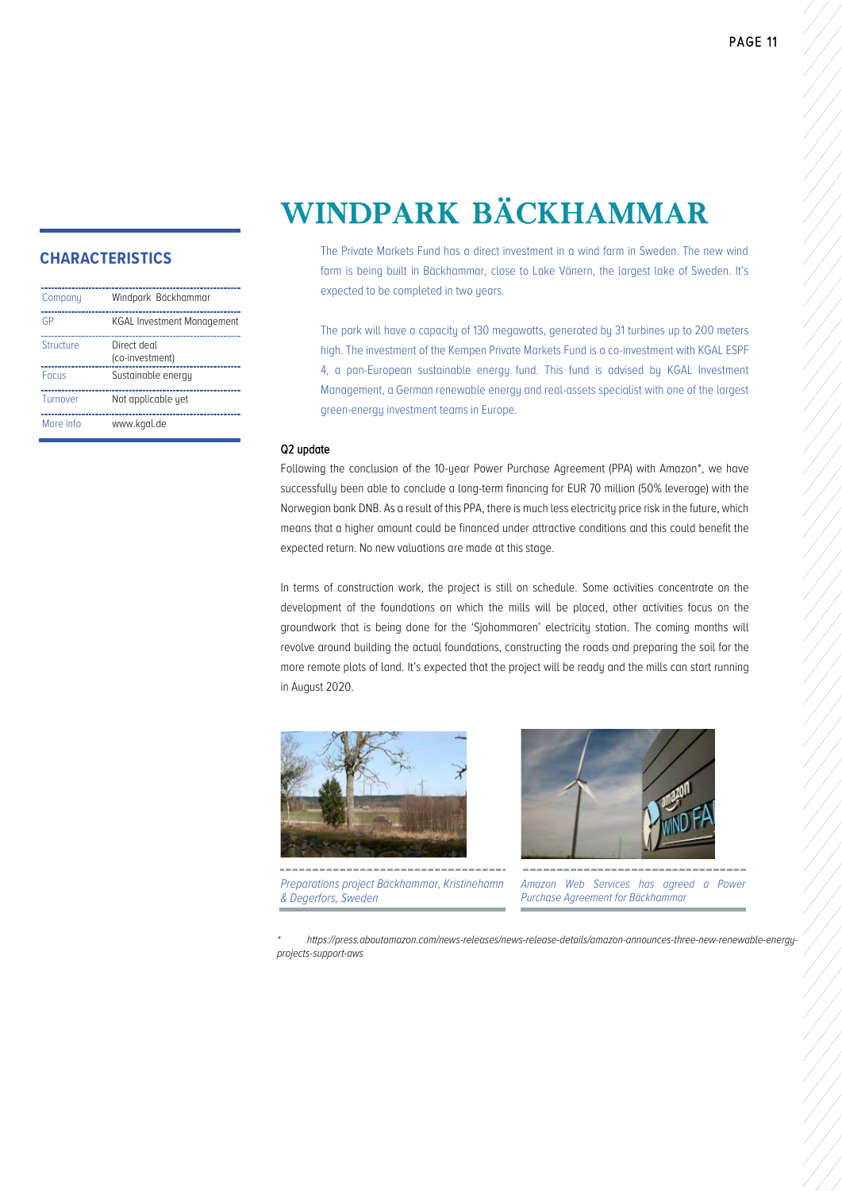# WINDPARK BÄCKHAMMAR

## CHARACTERISTICS

| | |
|---|---|
| Company | Windpark Bäckhammar |
| GP | KGAL Investment Management |
| Structure | Direct deal (co-investment) |
| Focus | Sustainable energy |
| Turnover | Not applicable yet |
| More info | www.kgal.de |

The Private Markets Fund has a direct investment in a wind farm in Sweden. The new wind farm is being built in Bäckhammar, close to Lake Vänern, the largest lake of Sweden. It's expected to be completed in two years.

The park will have a capacity of 130 megawatts, generated by 31 turbines up to 200 meters high. The investment of the Kempen Private Markets Fund is a co-investment with KGAL ESPF 4, a pan-European sustainable energy fund. This fund is advised by KGAL Investment Management, a German renewable energy and real-assets specialist with one of the largest green-energy investment teams in Europe.

**Q2 update**

Following the conclusion of the 10-year Power Purchase Agreement (PPA) with Amazon*, we have successfully been able to conclude a long-term financing for EUR 70 million (50% leverage) with the Norwegian bank DNB. As a result of this PPA, there is much less electricity price risk in the future, which means that a higher amount could be financed under attractive conditions and this could benefit the expected return. No new valuations are made at this stage.

In terms of construction work, the project is still on schedule. Some activities concentrate on the development of the foundations on which the mills will be placed, other activities focus on the groundwork that is being done for the 'Sjohammaren' electricity station. The coming months will revolve around building the actual foundations, constructing the roads and preparing the soil for the more remote plots of land. It's expected that the project will be ready and the mills can start running in August 2020.

*Preparations project Bäckhammar, Kristinehamn & Degerfors, Sweden*

*Amazon Web Services has agreed a Power Purchase Agreement for Bäckhammar*

\* https://press.aboutamazon.com/news-releases/news-release-details/amazon-announces-three-new-renewable-energy-projects-support-aws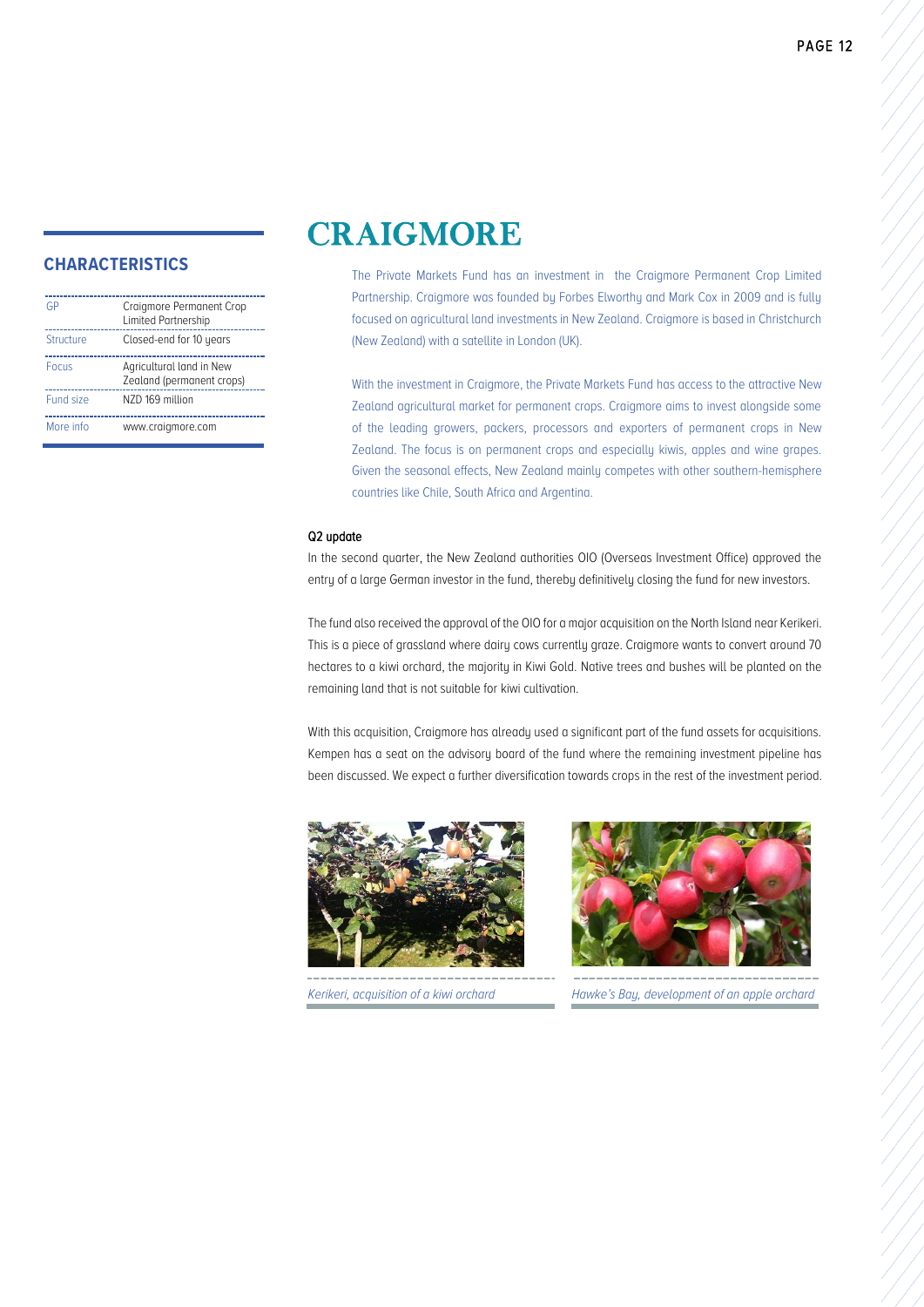# CRAIGMORE

## CHARACTERISTICS

| | |
|---|---|
| GP | Craigmore Permanent Crop Limited Partnership |
| Structure | Closed-end for 10 years |
| Focus | Agricultural land in New Zealand (permanent crops) |
| Fund size | NZD 169 million |
| More info | www.craigmore.com |

The Private Markets Fund has an investment in the Craigmore Permanent Crop Limited Partnership. Craigmore was founded by Forbes Elworthy and Mark Cox in 2009 and is fully focused on agricultural land investments in New Zealand. Craigmore is based in Christchurch (New Zealand) with a satellite in London (UK).

With the investment in Craigmore, the Private Markets Fund has access to the attractive New Zealand agricultural market for permanent crops. Craigmore aims to invest alongside some of the leading growers, packers, processors and exporters of permanent crops in New Zealand. The focus is on permanent crops and especially kiwis, apples and wine grapes. Given the seasonal effects, New Zealand mainly competes with other southern-hemisphere countries like Chile, South Africa and Argentina.

**Q2 update**

In the second quarter, the New Zealand authorities OIO (Overseas Investment Office) approved the entry of a large German investor in the fund, thereby definitively closing the fund for new investors.

The fund also received the approval of the OIO for a major acquisition on the North Island near Kerikeri. This is a piece of grassland where dairy cows currently graze. Craigmore wants to convert around 70 hectares to a kiwi orchard, the majority in Kiwi Gold. Native trees and bushes will be planted on the remaining land that is not suitable for kiwi cultivation.

With this acquisition, Craigmore has already used a significant part of the fund assets for acquisitions. Kempen has a seat on the advisory board of the fund where the remaining investment pipeline has been discussed. We expect a further diversification towards crops in the rest of the investment period.

*Kerikeri, acquisition of a kiwi orchard*

*Hawke's Bay, development of an apple orchard*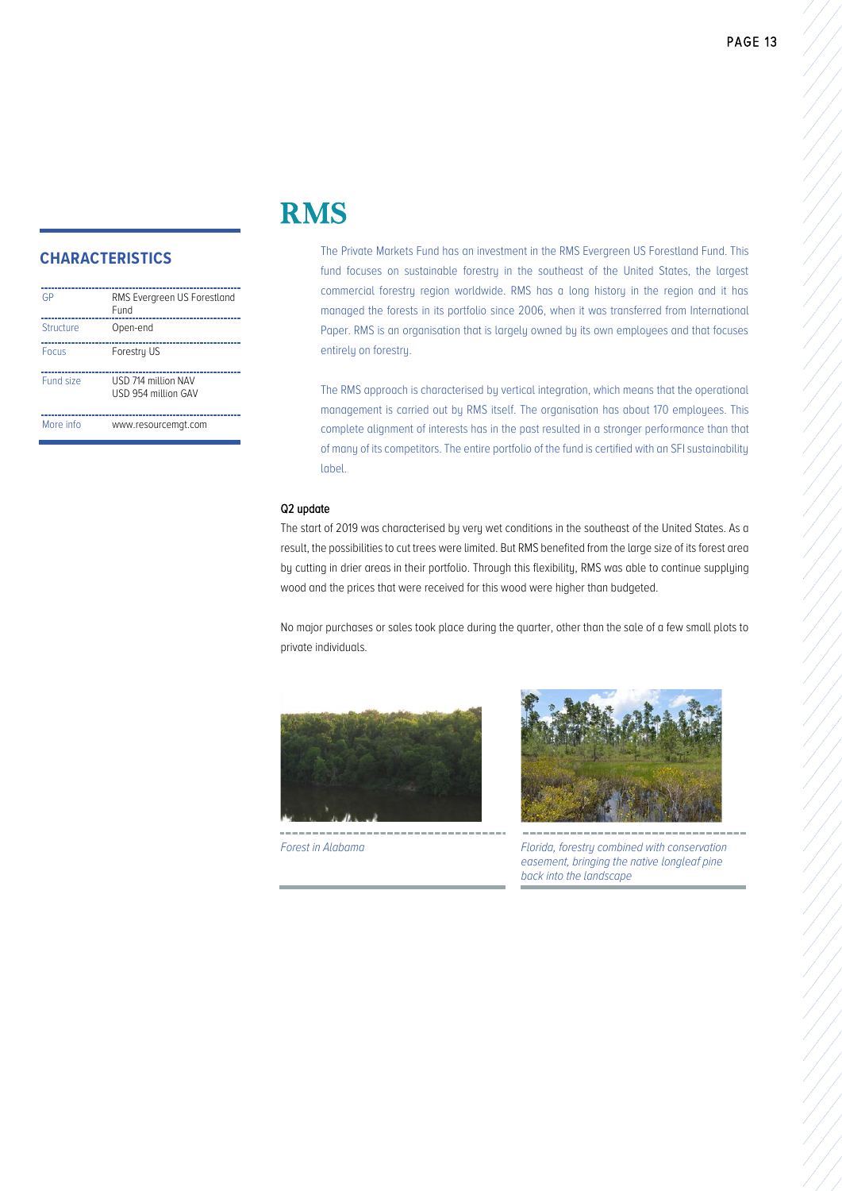## CHARACTERISTICS

| | |
|---|---|
| GP | RMS Evergreen US Forestland Fund |
| Structure | Open-end |
| Focus | Forestry US |
| Fund size | USD 714 million NAV<br>USD 954 million GAV |
| More info | www.resourcemgt.com |

# RMS

The Private Markets Fund has an investment in the RMS Evergreen US Forestland Fund. This fund focuses on sustainable forestry in the southeast of the United States, the largest commercial forestry region worldwide. RMS has a long history in the region and it has managed the forests in its portfolio since 2006, when it was transferred from International Paper. RMS is an organisation that is largely owned by its own employees and that focuses entirely on forestry.

The RMS approach is characterised by vertical integration, which means that the operational management is carried out by RMS itself. The organisation has about 170 employees. This complete alignment of interests has in the past resulted in a stronger performance than that of many of its competitors. The entire portfolio of the fund is certified with an SFI sustainability label.

### Q2 update

The start of 2019 was characterised by very wet conditions in the southeast of the United States. As a result, the possibilities to cut trees were limited. But RMS benefited from the large size of its forest area by cutting in drier areas in their portfolio. Through this flexibility, RMS was able to continue supplying wood and the prices that were received for this wood were higher than budgeted.

No major purchases or sales took place during the quarter, other than the sale of a few small plots to private individuals.

*Forest in Alabama*

*Florida, forestry combined with conservation easement, bringing the native longleaf pine back into the landscape*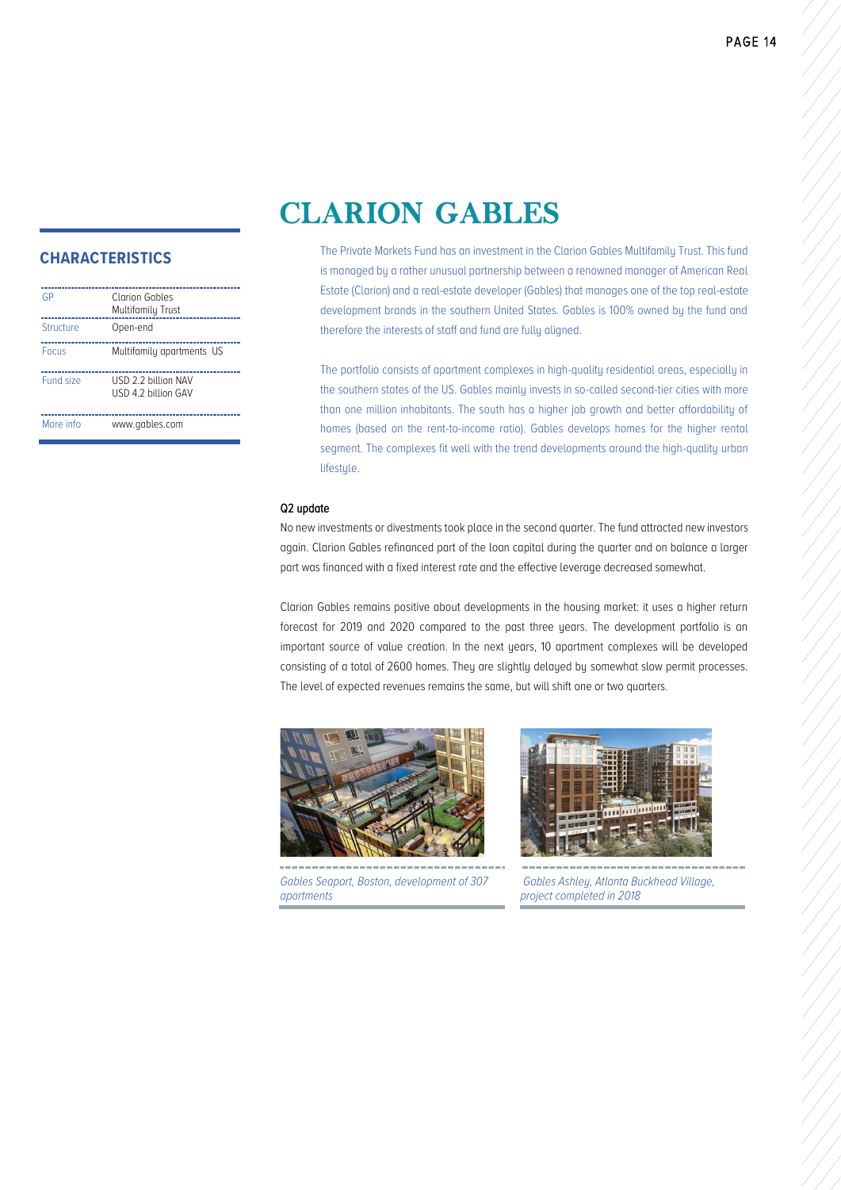# CLARION GABLES

## CHARACTERISTICS

| | |
|---|---|
| GP | Clarion Gables Multifamily Trust |
| Structure | Open-end |
| Focus | Multifamily apartments US |
| Fund size | USD 2.2 billion NAV<br>USD 4.2 billion GAV |
| More info | www.gables.com |

The Private Markets Fund has an investment in the Clarion Gables Multifamily Trust. This fund is managed by a rather unusual partnership between a renowned manager of American Real Estate (Clarion) and a real-estate developer (Gables) that manages one of the top real-estate development brands in the southern United States. Gables is 100% owned by the fund and therefore the interests of staff and fund are fully aligned.

The portfolio consists of apartment complexes in high-quality residential areas, especially in the southern states of the US. Gables mainly invests in so-called second-tier cities with more than one million inhabitants. The south has a higher job growth and better affordability of homes (based on the rent-to-income ratio). Gables develops homes for the higher rental segment. The complexes fit well with the trend developments around the high-quality urban lifestyle.

### Q2 update

No new investments or divestments took place in the second quarter. The fund attracted new investors again. Clarion Gables refinanced part of the loan capital during the quarter and on balance a larger part was financed with a fixed interest rate and the effective leverage decreased somewhat.

Clarion Gables remains positive about developments in the housing market: it uses a higher return forecast for 2019 and 2020 compared to the past three years. The development portfolio is an important source of value creation. In the next years, 10 apartment complexes will be developed consisting of a total of 2600 homes. They are slightly delayed by somewhat slow permit processes. The level of expected revenues remains the same, but will shift one or two quarters.

*Gables Seaport, Boston, development of 307 apartments*

*Gables Ashley, Atlanta Buckhead Village, project completed in 2018*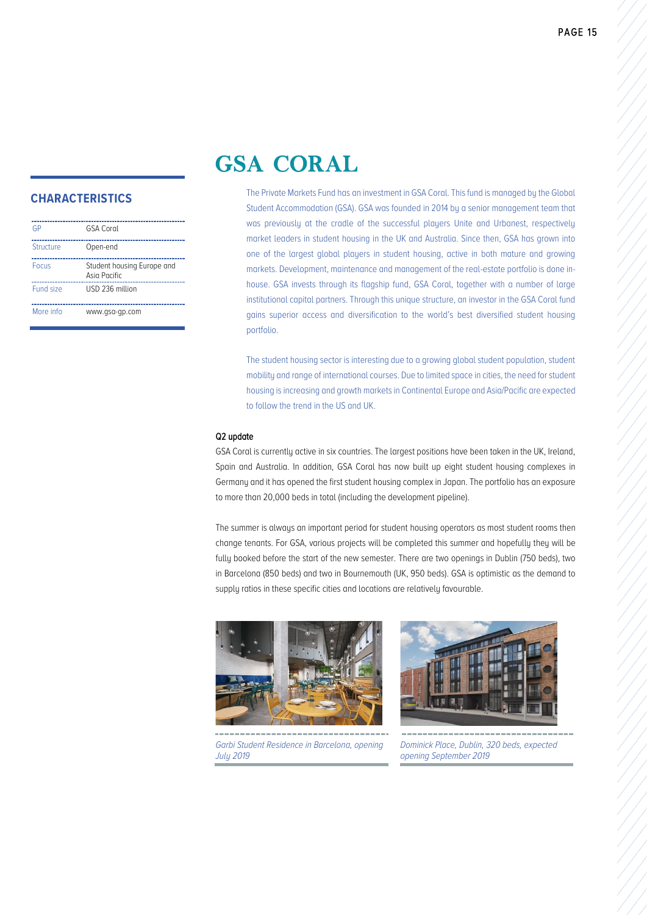# GSA CORAL

## CHARACTERISTICS

| | |
|---|---|
| GP | GSA Coral |
| Structure | Open-end |
| Focus | Student housing Europe and Asia Pacific |
| Fund size | USD 236 million |
| More info | www.gsa-gp.com |

The Private Markets Fund has an investment in GSA Coral. This fund is managed by the Global Student Accommodation (GSA). GSA was founded in 2014 by a senior management team that was previously at the cradle of the successful players Unite and Urbanest, respectively market leaders in student housing in the UK and Australia. Since then, GSA has grown into one of the largest global players in student housing, active in both mature and growing markets. Development, maintenance and management of the real-estate portfolio is done in-house. GSA invests through its flagship fund, GSA Coral, together with a number of large institutional capital partners. Through this unique structure, an investor in the GSA Coral fund gains superior access and diversification to the world's best diversified student housing portfolio.

The student housing sector is interesting due to a growing global student population, student mobility and range of international courses. Due to limited space in cities, the need for student housing is increasing and growth markets in Continental Europe and Asia/Pacific are expected to follow the trend in the US and UK.

**Q2 update**

GSA Coral is currently active in six countries. The largest positions have been taken in the UK, Ireland, Spain and Australia. In addition, GSA Coral has now built up eight student housing complexes in Germany and it has opened the first student housing complex in Japan. The portfolio has an exposure to more than 20,000 beds in total (including the development pipeline).

The summer is always an important period for student housing operators as most student rooms then change tenants. For GSA, various projects will be completed this summer and hopefully they will be fully booked before the start of the new semester. There are two openings in Dublin (750 beds), two in Barcelona (850 beds) and two in Bournemouth (UK, 950 beds). GSA is optimistic as the demand to supply ratios in these specific cities and locations are relatively favourable.

*Garbi Student Residence in Barcelona, opening July 2019*

*Dominick Place, Dublin, 320 beds, expected opening September 2019*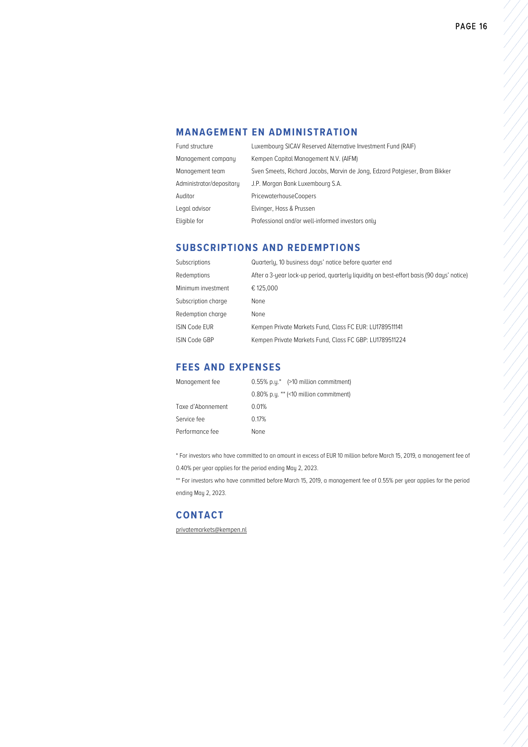## MANAGEMENT EN ADMINISTRATION

| | |
|---|---|
| Fund structure | Luxembourg SICAV Reserved Alternative Investment Fund (RAIF) |
| Management company | Kempen Capital Management N.V. (AIFM) |
| Management team | Sven Smeets, Richard Jacobs, Marvin de Jong, Edzard Potgieser, Bram Bikker |
| Administrator/depositary | J.P. Morgan Bank Luxembourg S.A. |
| Auditor | PricewaterhouseCoopers |
| Legal advisor | Elvinger, Hoss & Prussen |
| Eligible for | Professional and/or well-informed investors only |

## SUBSCRIPTIONS AND REDEMPTIONS

| | |
|---|---|
| Subscriptions | Quarterly, 10 business days' notice before quarter end |
| Redemptions | After a 3-year lock-up period, quarterly liquidity on best-effort basis (90 days' notice) |
| Minimum investment | € 125,000 |
| Subscription charge | None |
| Redemption charge | None |
| ISIN Code EUR | Kempen Private Markets Fund, Class FC EUR: LU1789511141 |
| ISIN Code GBP | Kempen Private Markets Fund, Class FC GBP: LU1789511224 |

## FEES AND EXPENSES

| | |
|---|---|
| Management fee | 0.55% p.y.* (>10 million commitment) |
| | 0.80% p.y. ** (<10 million commitment) |
| Taxe d'Abonnement | 0.01% |
| Service fee | 0.17% |
| Performance fee | None |

* For investors who have committed to an amount in excess of EUR 10 million before March 15, 2019, a management fee of 0.40% per year applies for the period ending May 2, 2023.

** For investors who have committed before March 15, 2019, a management fee of 0.55% per year applies for the period ending May 2, 2023.

## CONTACT

privatemarkets@kempen.nl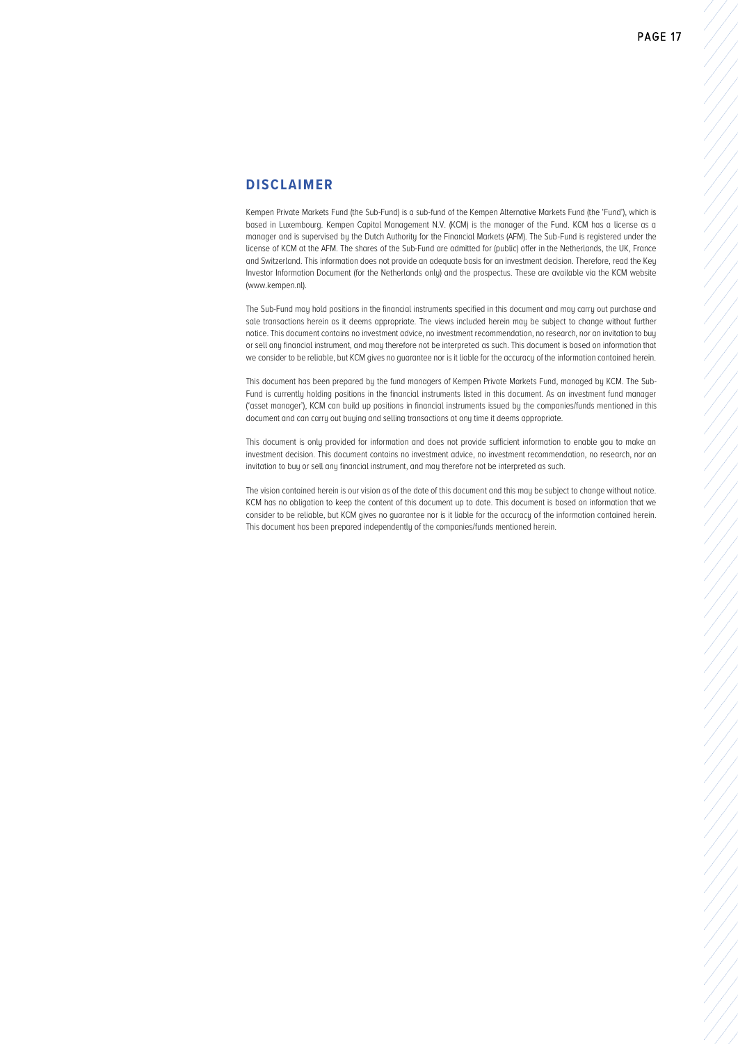## DISCLAIMER

Kempen Private Markets Fund (the Sub-Fund) is a sub-fund of the Kempen Alternative Markets Fund (the 'Fund'), which is based in Luxembourg. Kempen Capital Management N.V. (KCM) is the manager of the Fund. KCM has a license as a manager and is supervised by the Dutch Authority for the Financial Markets (AFM). The Sub-Fund is registered under the license of KCM at the AFM. The shares of the Sub-Fund are admitted for (public) offer in the Netherlands, the UK, France and Switzerland. This information does not provide an adequate basis for an investment decision. Therefore, read the Key Investor Information Document (for the Netherlands only) and the prospectus. These are available via the KCM website (www.kempen.nl).

The Sub-Fund may hold positions in the financial instruments specified in this document and may carry out purchase and sale transactions herein as it deems appropriate. The views included herein may be subject to change without further notice. This document contains no investment advice, no investment recommendation, no research, nor an invitation to buy or sell any financial instrument, and may therefore not be interpreted as such. This document is based on information that we consider to be reliable, but KCM gives no guarantee nor is it liable for the accuracy of the information contained herein.

This document has been prepared by the fund managers of Kempen Private Markets Fund, managed by KCM. The Sub-Fund is currently holding positions in the financial instruments listed in this document. As an investment fund manager ('asset manager'), KCM can build up positions in financial instruments issued by the companies/funds mentioned in this document and can carry out buying and selling transactions at any time it deems appropriate.

This document is only provided for information and does not provide sufficient information to enable you to make an investment decision. This document contains no investment advice, no investment recommendation, no research, nor an invitation to buy or sell any financial instrument, and may therefore not be interpreted as such.

The vision contained herein is our vision as of the date of this document and this may be subject to change without notice. KCM has no obligation to keep the content of this document up to date. This document is based on information that we consider to be reliable, but KCM gives no guarantee nor is it liable for the accuracy of the information contained herein. This document has been prepared independently of the companies/funds mentioned herein.